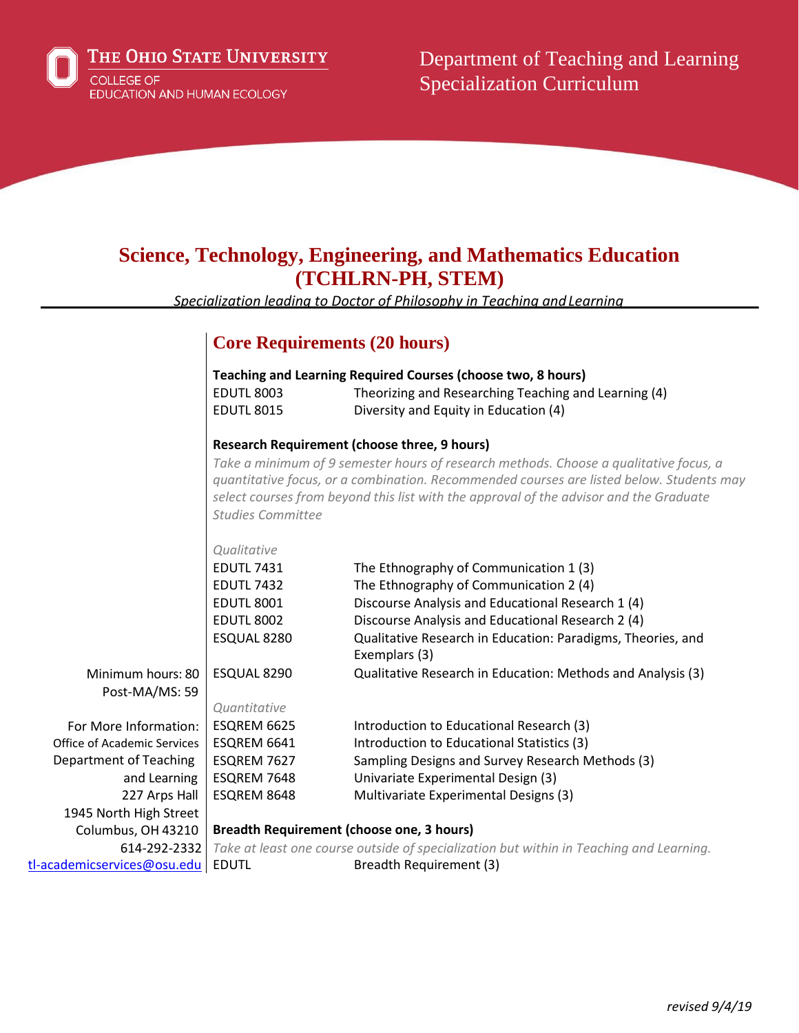THE OHIO STATE UNIVERSITY
COLLEGE OF EDUCATION AND HUMAN ECOLOGY

Department of Teaching and Learning
Specialization Curriculum

# Science, Technology, Engineering, and Mathematics Education (TCHLRN-PH, STEM)

*Specialization leading to Doctor of Philosophy in Teaching and Learning*

Minimum hours: 80
Post-MA/MS: 59

For More Information:
Office of Academic Services
Department of Teaching and Learning
227 Arps Hall
1945 North High Street
Columbus, OH 43210
614-292-2332
tl-academicservices@osu.edu

## Core Requirements (20 hours)

**Teaching and Learning Required Courses (choose two, 8 hours)**

| | |
|---|---|
| EDUTL 8003 | Theorizing and Researching Teaching and Learning (4) |
| EDUTL 8015 | Diversity and Equity in Education (4) |

**Research Requirement (choose three, 9 hours)**

*Take a minimum of 9 semester hours of research methods. Choose a qualitative focus, a quantitative focus, or a combination. Recommended courses are listed below. Students may select courses from beyond this list with the approval of the advisor and the Graduate Studies Committee*

*Qualitative*

| | |
|---|---|
| EDUTL 7431 | The Ethnography of Communication 1 (3) |
| EDUTL 7432 | The Ethnography of Communication 2 (4) |
| EDUTL 8001 | Discourse Analysis and Educational Research 1 (4) |
| EDUTL 8002 | Discourse Analysis and Educational Research 2 (4) |
| ESQUAL 8280 | Qualitative Research in Education: Paradigms, Theories, and Exemplars (3) |
| ESQUAL 8290 | Qualitative Research in Education: Methods and Analysis (3) |

*Quantitative*

| | |
|---|---|
| ESQREM 6625 | Introduction to Educational Research (3) |
| ESQREM 6641 | Introduction to Educational Statistics (3) |
| ESQREM 7627 | Sampling Designs and Survey Research Methods (3) |
| ESQREM 7648 | Univariate Experimental Design (3) |
| ESQREM 8648 | Multivariate Experimental Designs (3) |

**Breadth Requirement (choose one, 3 hours)**

*Take at least one course outside of specialization but within in Teaching and Learning.*

| | |
|---|---|
| EDUTL | Breadth Requirement (3) |

*revised 9/4/19*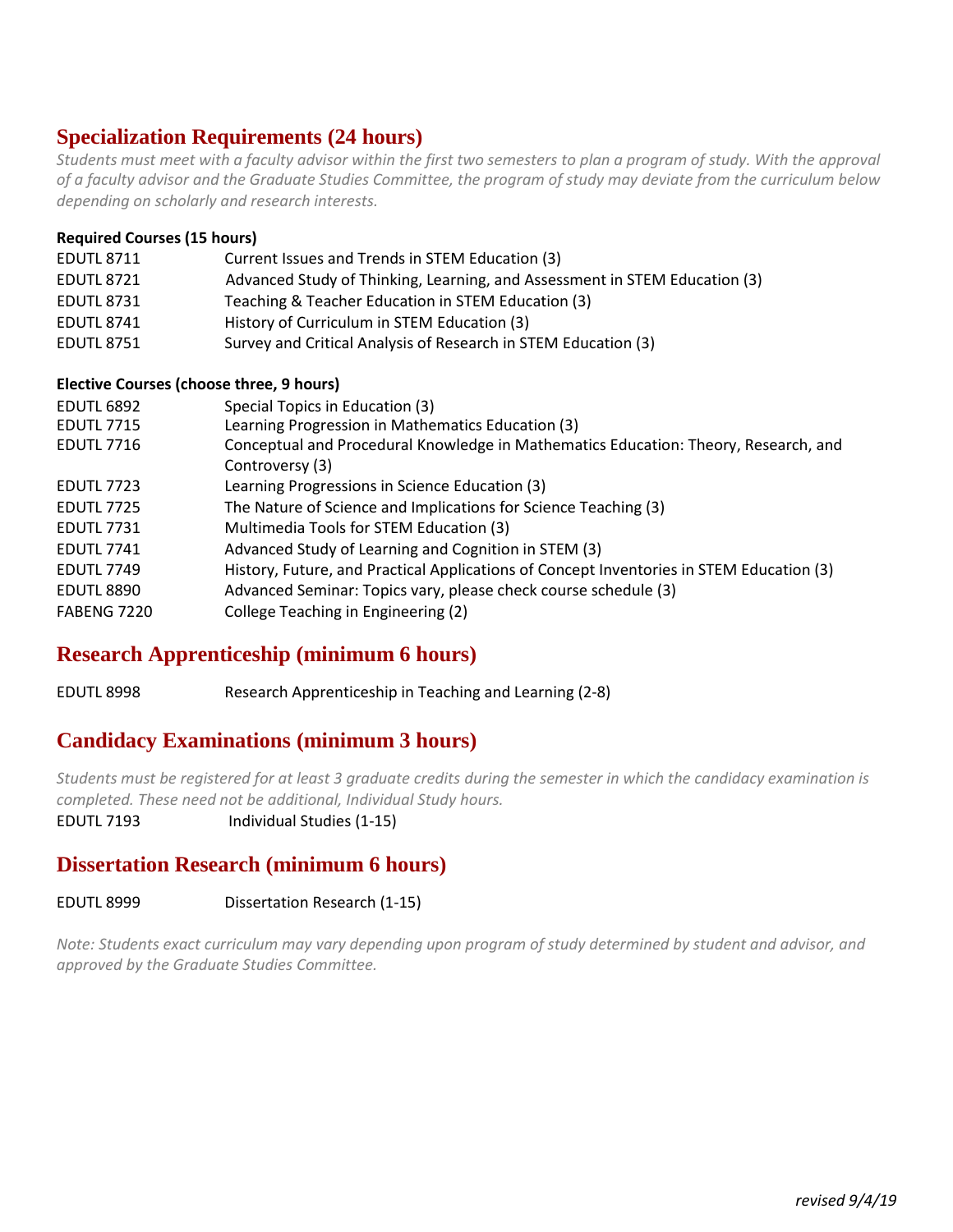## Specialization Requirements (24 hours)

*Students must meet with a faculty advisor within the first two semesters to plan a program of study. With the approval of a faculty advisor and the Graduate Studies Committee, the program of study may deviate from the curriculum below depending on scholarly and research interests.*

**Required Courses (15 hours)**

| | |
|---|---|
| EDUTL 8711 | Current Issues and Trends in STEM Education (3) |
| EDUTL 8721 | Advanced Study of Thinking, Learning, and Assessment in STEM Education (3) |
| EDUTL 8731 | Teaching & Teacher Education in STEM Education (3) |
| EDUTL 8741 | History of Curriculum in STEM Education (3) |
| EDUTL 8751 | Survey and Critical Analysis of Research in STEM Education (3) |

**Elective Courses (choose three, 9 hours)**

| | |
|---|---|
| EDUTL 6892 | Special Topics in Education (3) |
| EDUTL 7715 | Learning Progression in Mathematics Education (3) |
| EDUTL 7716 | Conceptual and Procedural Knowledge in Mathematics Education: Theory, Research, and Controversy (3) |
| EDUTL 7723 | Learning Progressions in Science Education (3) |
| EDUTL 7725 | The Nature of Science and Implications for Science Teaching (3) |
| EDUTL 7731 | Multimedia Tools for STEM Education (3) |
| EDUTL 7741 | Advanced Study of Learning and Cognition in STEM (3) |
| EDUTL 7749 | History, Future, and Practical Applications of Concept Inventories in STEM Education (3) |
| EDUTL 8890 | Advanced Seminar: Topics vary, please check course schedule (3) |
| FABENG 7220 | College Teaching in Engineering (2) |

## Research Apprenticeship (minimum 6 hours)

EDUTL 8998 Research Apprenticeship in Teaching and Learning (2-8)

## Candidacy Examinations (minimum 3 hours)

*Students must be registered for at least 3 graduate credits during the semester in which the candidacy examination is completed. These need not be additional, Individual Study hours.*

EDUTL 7193 Individual Studies (1-15)

## Dissertation Research (minimum 6 hours)

EDUTL 8999 Dissertation Research (1-15)

*Note: Students exact curriculum may vary depending upon program of study determined by student and advisor, and approved by the Graduate Studies Committee.*

*revised 9/4/19*